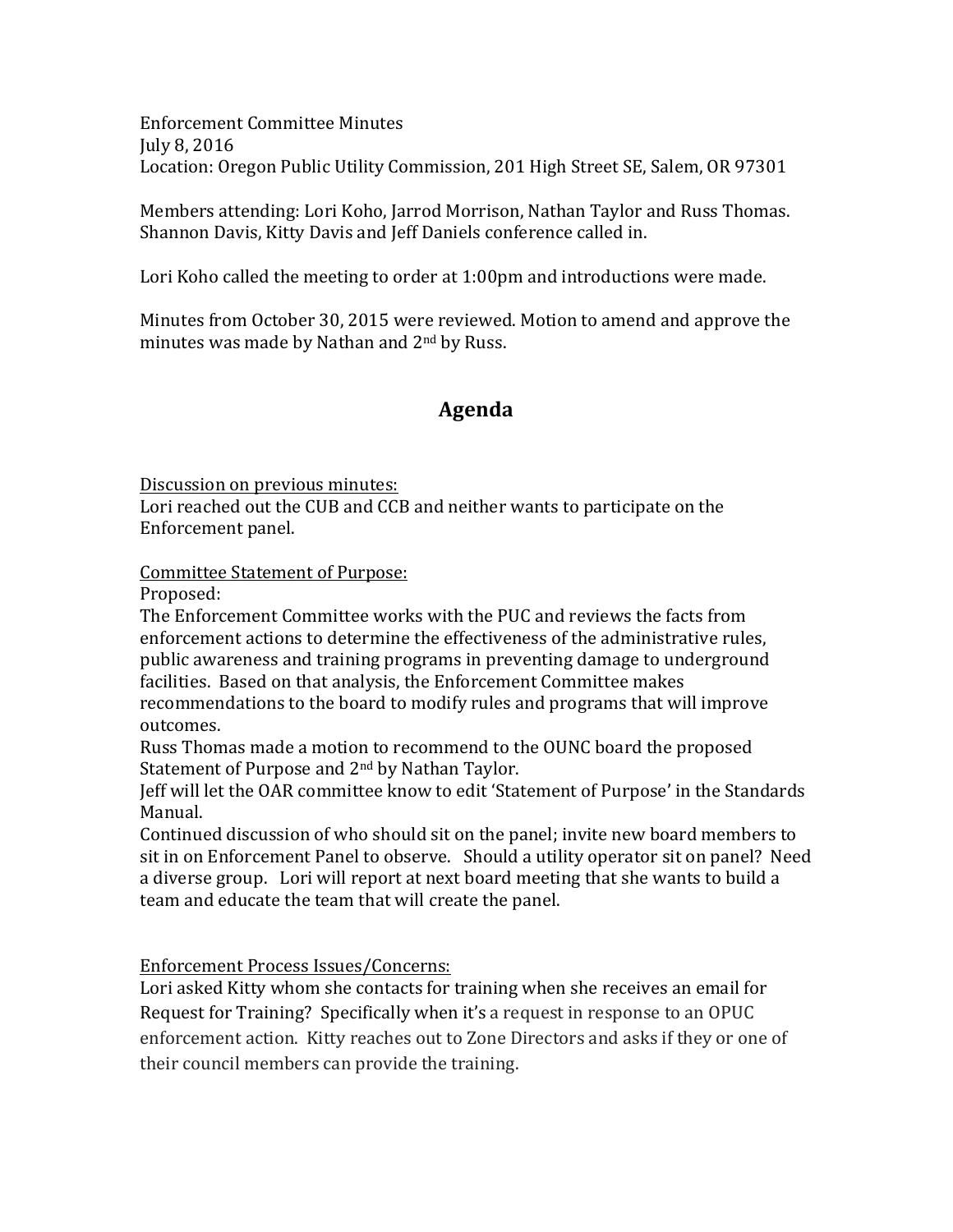Enforcement Committee Minutes
July 8, 2016
Location: Oregon Public Utility Commission, 201 High Street SE, Salem, OR 97301

Members attending: Lori Koho, Jarrod Morrison, Nathan Taylor and Russ Thomas. Shannon Davis, Kitty Davis and Jeff Daniels conference called in.

Lori Koho called the meeting to order at 1:00pm and introductions were made.

Minutes from October 30, 2015 were reviewed. Motion to amend and approve the minutes was made by Nathan and 2nd by Russ.

## Agenda

<u>Discussion on previous minutes:</u>
Lori reached out the CUB and CCB and neither wants to participate on the Enforcement panel.

<u>Committee Statement of Purpose:</u>
Proposed:
The Enforcement Committee works with the PUC and reviews the facts from enforcement actions to determine the effectiveness of the administrative rules, public awareness and training programs in preventing damage to underground facilities. Based on that analysis, the Enforcement Committee makes recommendations to the board to modify rules and programs that will improve outcomes.
Russ Thomas made a motion to recommend to the OUNC board the proposed Statement of Purpose and 2nd by Nathan Taylor.
Jeff will let the OAR committee know to edit 'Statement of Purpose' in the Standards Manual.
Continued discussion of who should sit on the panel; invite new board members to sit in on Enforcement Panel to observe. Should a utility operator sit on panel? Need a diverse group. Lori will report at next board meeting that she wants to build a team and educate the team that will create the panel.

<u>Enforcement Process Issues/Concerns:</u>
Lori asked Kitty whom she contacts for training when she receives an email for Request for Training? Specifically when it's a request in response to an OPUC enforcement action. Kitty reaches out to Zone Directors and asks if they or one of their council members can provide the training.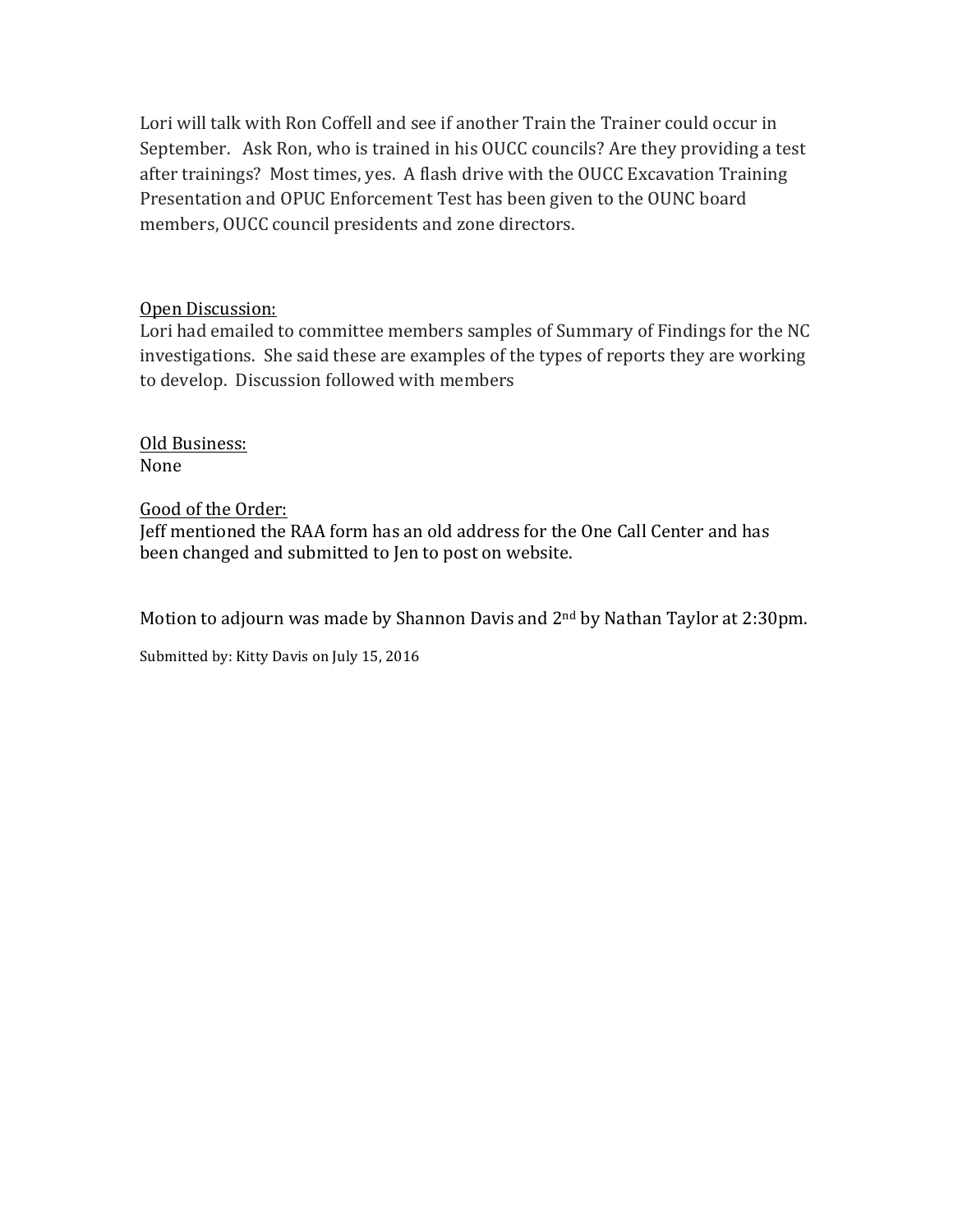Lori will talk with Ron Coffell and see if another Train the Trainer could occur in September. Ask Ron, who is trained in his OUCC councils? Are they providing a test after trainings? Most times, yes. A flash drive with the OUCC Excavation Training Presentation and OPUC Enforcement Test has been given to the OUNC board members, OUCC council presidents and zone directors.

<u>Open Discussion:</u>
Lori had emailed to committee members samples of Summary of Findings for the NC investigations. She said these are examples of the types of reports they are working to develop. Discussion followed with members

<u>Old Business:</u>
None

<u>Good of the Order:</u>
Jeff mentioned the RAA form has an old address for the One Call Center and has been changed and submitted to Jen to post on website.

Motion to adjourn was made by Shannon Davis and 2nd by Nathan Taylor at 2:30pm.

Submitted by: Kitty Davis on July 15, 2016